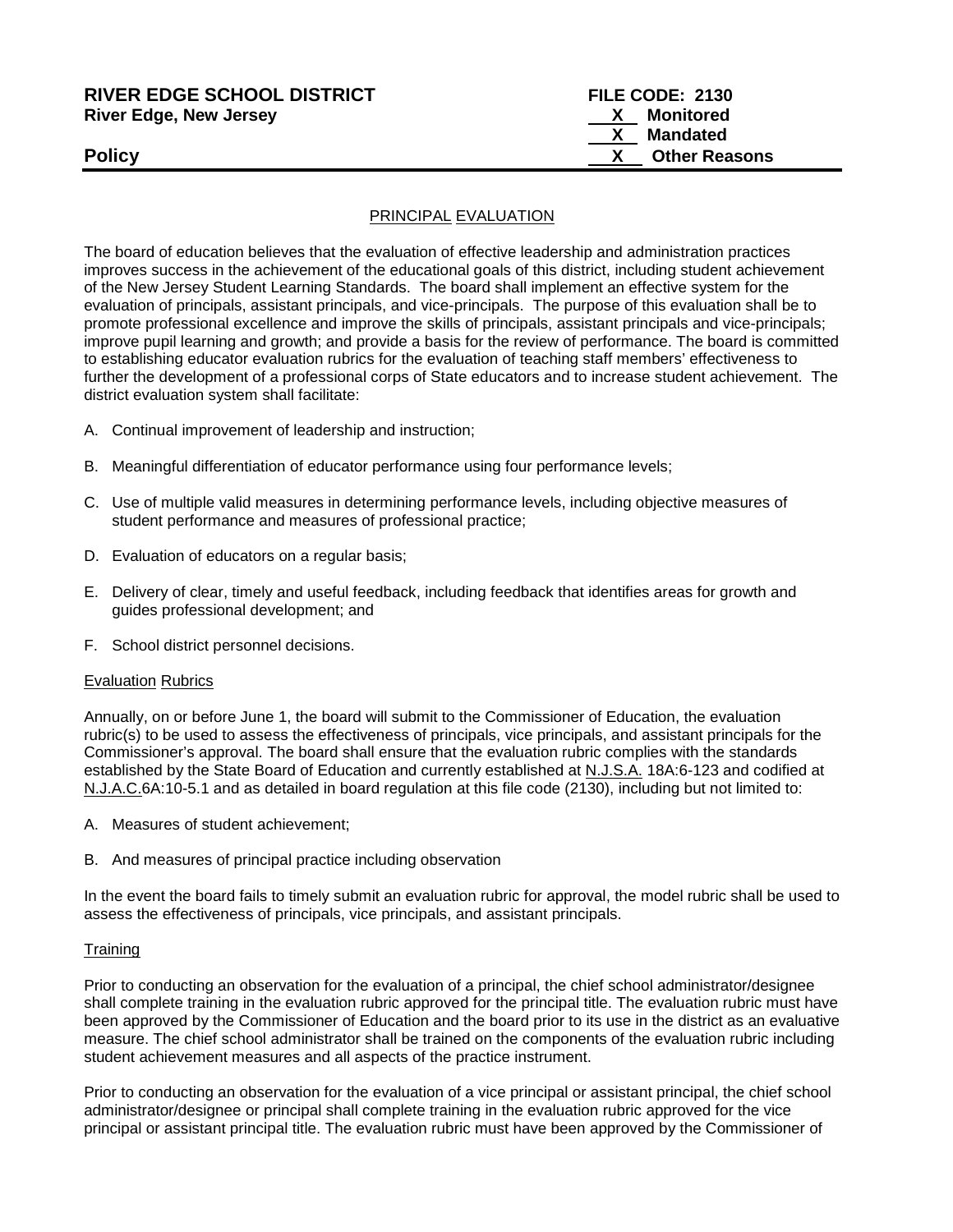**RIVER EDGE SCHOOL DISTRICT** **FILE CODE: 2130**
**River Edge, New Jersey**

X Monitored
X Mandated
X Other Reasons

## Policy

### PRINCIPAL EVALUATION

The board of education believes that the evaluation of effective leadership and administration practices improves success in the achievement of the educational goals of this district, including student achievement of the New Jersey Student Learning Standards. The board shall implement an effective system for the evaluation of principals, assistant principals, and vice-principals. The purpose of this evaluation shall be to promote professional excellence and improve the skills of principals, assistant principals and vice-principals; improve pupil learning and growth; and provide a basis for the review of performance. The board is committed to establishing educator evaluation rubrics for the evaluation of teaching staff members' effectiveness to further the development of a professional corps of State educators and to increase student achievement. The district evaluation system shall facilitate:

A. Continual improvement of leadership and instruction;

B. Meaningful differentiation of educator performance using four performance levels;

C. Use of multiple valid measures in determining performance levels, including objective measures of student performance and measures of professional practice;

D. Evaluation of educators on a regular basis;

E. Delivery of clear, timely and useful feedback, including feedback that identifies areas for growth and guides professional development; and

F. School district personnel decisions.

#### Evaluation Rubrics

Annually, on or before June 1, the board will submit to the Commissioner of Education, the evaluation rubric(s) to be used to assess the effectiveness of principals, vice principals, and assistant principals for the Commissioner's approval. The board shall ensure that the evaluation rubric complies with the standards established by the State Board of Education and currently established at N.J.S.A. 18A:6-123 and codified at N.J.A.C.6A:10-5.1 and as detailed in board regulation at this file code (2130), including but not limited to:

A. Measures of student achievement;

B. And measures of principal practice including observation

In the event the board fails to timely submit an evaluation rubric for approval, the model rubric shall be used to assess the effectiveness of principals, vice principals, and assistant principals.

#### Training

Prior to conducting an observation for the evaluation of a principal, the chief school administrator/designee shall complete training in the evaluation rubric approved for the principal title. The evaluation rubric must have been approved by the Commissioner of Education and the board prior to its use in the district as an evaluative measure. The chief school administrator shall be trained on the components of the evaluation rubric including student achievement measures and all aspects of the practice instrument.

Prior to conducting an observation for the evaluation of a vice principal or assistant principal, the chief school administrator/designee or principal shall complete training in the evaluation rubric approved for the vice principal or assistant principal title. The evaluation rubric must have been approved by the Commissioner of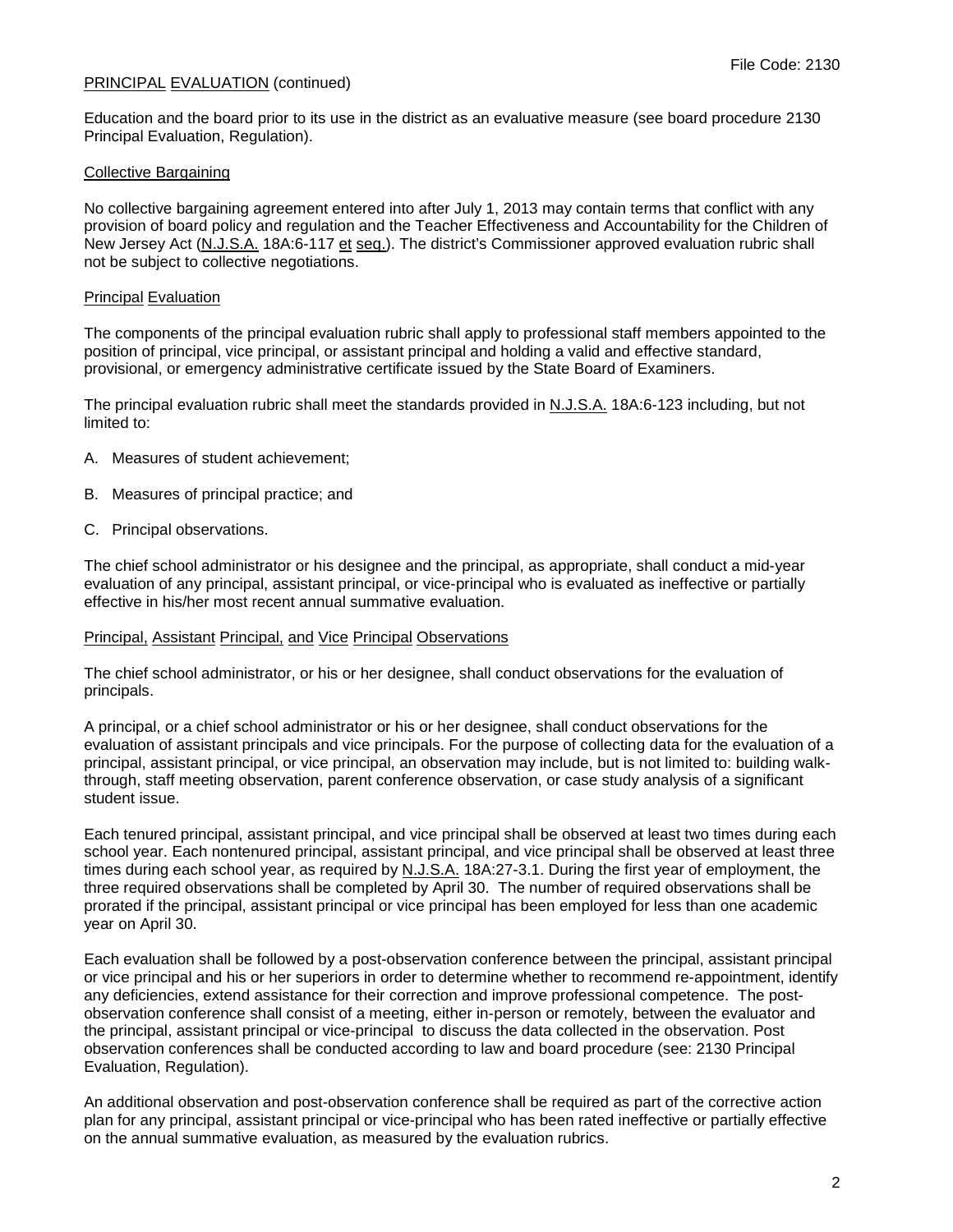Education and the board prior to its use in the district as an evaluative measure (see board procedure 2130 Principal Evaluation, Regulation).

## Collective Bargaining

No collective bargaining agreement entered into after July 1, 2013 may contain terms that conflict with any provision of board policy and regulation and the Teacher Effectiveness and Accountability for the Children of New Jersey Act (N.J.S.A. 18A:6-117 et seq.). The district's Commissioner approved evaluation rubric shall not be subject to collective negotiations.

## Principal Evaluation

The components of the principal evaluation rubric shall apply to professional staff members appointed to the position of principal, vice principal, or assistant principal and holding a valid and effective standard, provisional, or emergency administrative certificate issued by the State Board of Examiners.

The principal evaluation rubric shall meet the standards provided in N.J.S.A. 18A:6-123 including, but not limited to:

A. Measures of student achievement;

B. Measures of principal practice; and

C. Principal observations.

The chief school administrator or his designee and the principal, as appropriate, shall conduct a mid-year evaluation of any principal, assistant principal, or vice-principal who is evaluated as ineffective or partially effective in his/her most recent annual summative evaluation.

## Principal, Assistant Principal, and Vice Principal Observations

The chief school administrator, or his or her designee, shall conduct observations for the evaluation of principals.

A principal, or a chief school administrator or his or her designee, shall conduct observations for the evaluation of assistant principals and vice principals. For the purpose of collecting data for the evaluation of a principal, assistant principal, or vice principal, an observation may include, but is not limited to: building walk-through, staff meeting observation, parent conference observation, or case study analysis of a significant student issue.

Each tenured principal, assistant principal, and vice principal shall be observed at least two times during each school year. Each nontenured principal, assistant principal, and vice principal shall be observed at least three times during each school year, as required by N.J.S.A. 18A:27-3.1. During the first year of employment, the three required observations shall be completed by April 30. The number of required observations shall be prorated if the principal, assistant principal or vice principal has been employed for less than one academic year on April 30.

Each evaluation shall be followed by a post-observation conference between the principal, assistant principal or vice principal and his or her superiors in order to determine whether to recommend re-appointment, identify any deficiencies, extend assistance for their correction and improve professional competence. The post-observation conference shall consist of a meeting, either in-person or remotely, between the evaluator and the principal, assistant principal or vice-principal to discuss the data collected in the observation. Post observation conferences shall be conducted according to law and board procedure (see: 2130 Principal Evaluation, Regulation).

An additional observation and post-observation conference shall be required as part of the corrective action plan for any principal, assistant principal or vice-principal who has been rated ineffective or partially effective on the annual summative evaluation, as measured by the evaluation rubrics.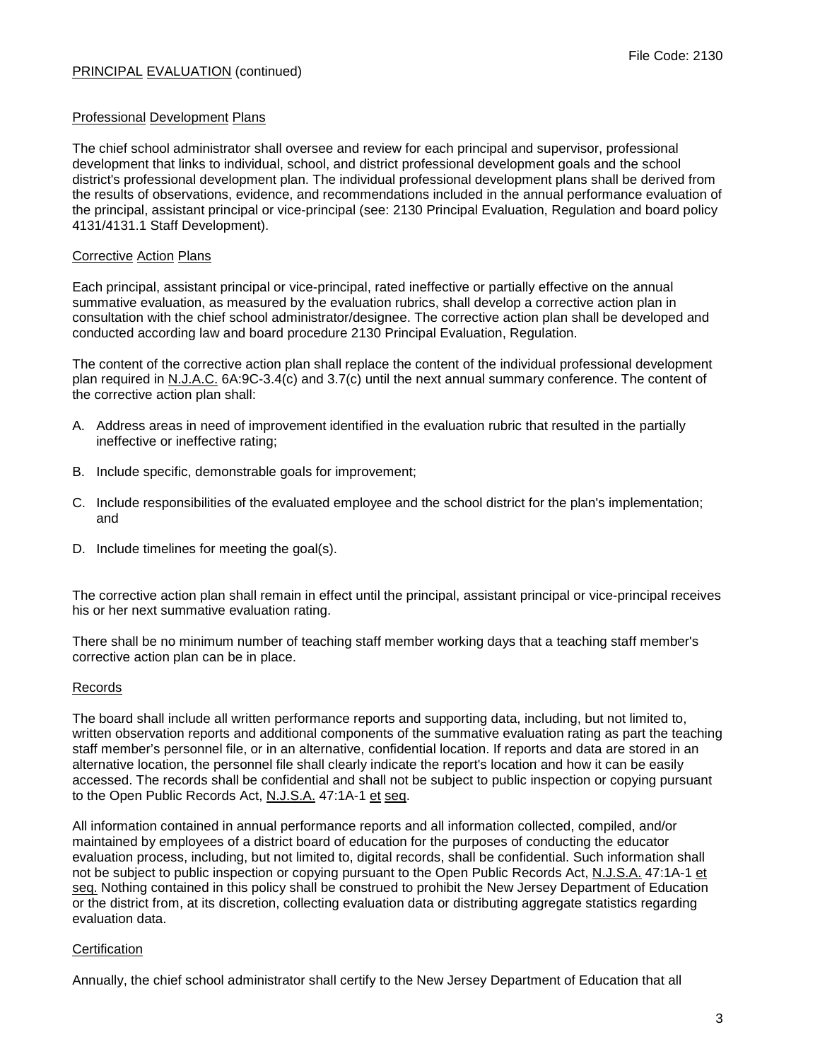PRINCIPAL EVALUATION (continued)

Professional Development Plans

The chief school administrator shall oversee and review for each principal and supervisor, professional development that links to individual, school, and district professional development goals and the school district's professional development plan. The individual professional development plans shall be derived from the results of observations, evidence, and recommendations included in the annual performance evaluation of the principal, assistant principal or vice-principal (see: 2130 Principal Evaluation, Regulation and board policy 4131/4131.1 Staff Development).

Corrective Action Plans

Each principal, assistant principal or vice-principal, rated ineffective or partially effective on the annual summative evaluation, as measured by the evaluation rubrics, shall develop a corrective action plan in consultation with the chief school administrator/designee. The corrective action plan shall be developed and conducted according law and board procedure 2130 Principal Evaluation, Regulation.

The content of the corrective action plan shall replace the content of the individual professional development plan required in N.J.A.C. 6A:9C-3.4(c) and 3.7(c) until the next annual summary conference. The content of the corrective action plan shall:

A. Address areas in need of improvement identified in the evaluation rubric that resulted in the partially ineffective or ineffective rating;

B. Include specific, demonstrable goals for improvement;

C. Include responsibilities of the evaluated employee and the school district for the plan's implementation; and

D. Include timelines for meeting the goal(s).

The corrective action plan shall remain in effect until the principal, assistant principal or vice-principal receives his or her next summative evaluation rating.

There shall be no minimum number of teaching staff member working days that a teaching staff member's corrective action plan can be in place.

Records

The board shall include all written performance reports and supporting data, including, but not limited to, written observation reports and additional components of the summative evaluation rating as part the teaching staff member's personnel file, or in an alternative, confidential location. If reports and data are stored in an alternative location, the personnel file shall clearly indicate the report's location and how it can be easily accessed. The records shall be confidential and shall not be subject to public inspection or copying pursuant to the Open Public Records Act, N.J.S.A. 47:1A-1 et seq.

All information contained in annual performance reports and all information collected, compiled, and/or maintained by employees of a district board of education for the purposes of conducting the educator evaluation process, including, but not limited to, digital records, shall be confidential. Such information shall not be subject to public inspection or copying pursuant to the Open Public Records Act, N.J.S.A. 47:1A-1 et seq. Nothing contained in this policy shall be construed to prohibit the New Jersey Department of Education or the district from, at its discretion, collecting evaluation data or distributing aggregate statistics regarding evaluation data.

Certification

Annually, the chief school administrator shall certify to the New Jersey Department of Education that all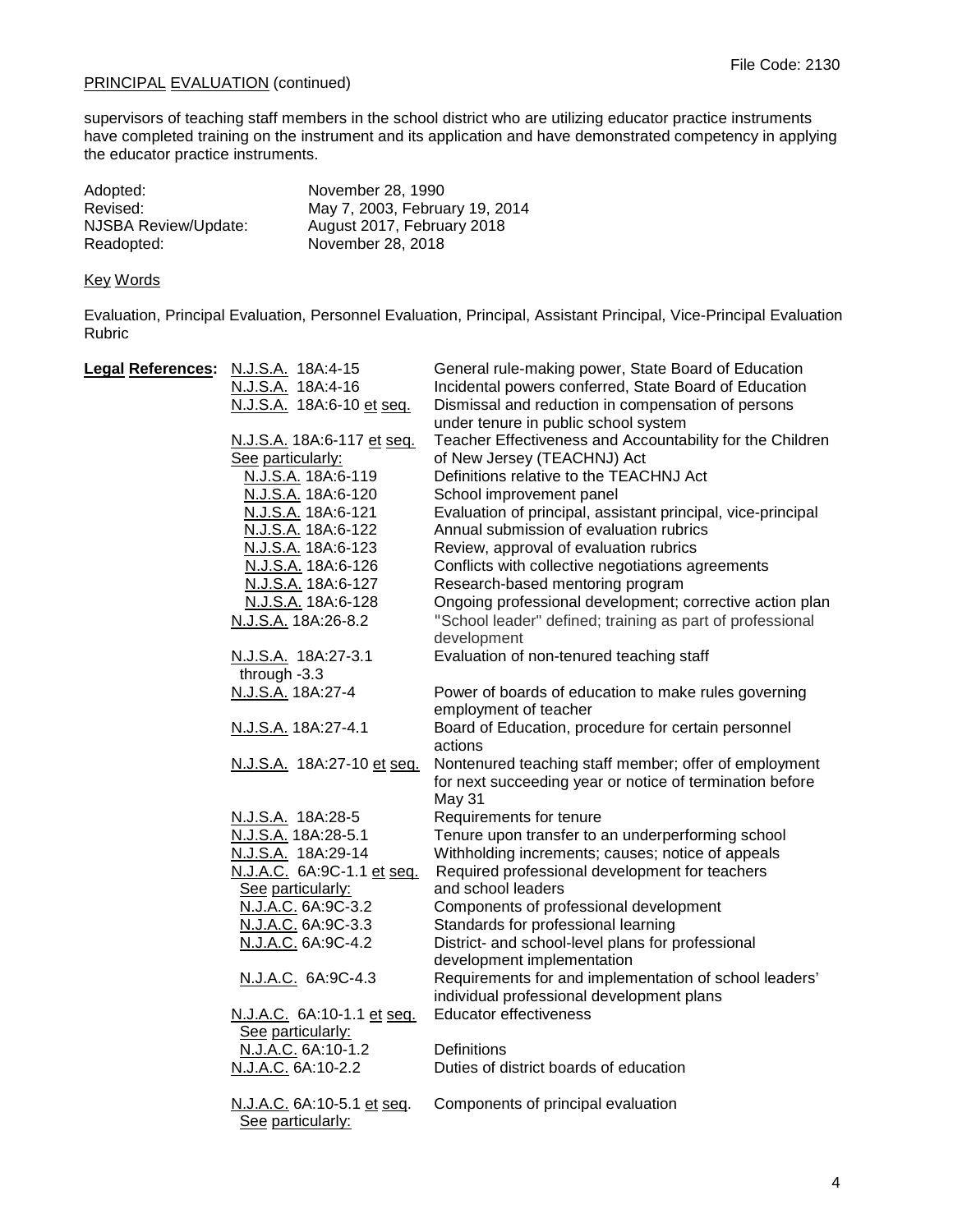PRINCIPAL EVALUATION (continued)

supervisors of teaching staff members in the school district who are utilizing educator practice instruments have completed training on the instrument and its application and have demonstrated competency in applying the educator practice instruments.

| | |
|---|---|
| Adopted: | November 28, 1990 |
| Revised: | May 7, 2003, February 19, 2014 |
| NJSBA Review/Update: | August 2017, February 2018 |
| Readopted: | November 28, 2018 |

Key Words

Evaluation, Principal Evaluation, Personnel Evaluation, Principal, Assistant Principal, Vice-Principal Evaluation Rubric

| **Legal References:** | | |
|---|---|---|
| | N.J.S.A. 18A:4-15 | General rule-making power, State Board of Education |
| | N.J.S.A. 18A:4-16 | Incidental powers conferred, State Board of Education |
| | N.J.S.A. 18A:6-10 et seq. | Dismissal and reduction in compensation of persons under tenure in public school system |
| | N.J.S.A. 18A:6-117 et seq. See particularly: | Teacher Effectiveness and Accountability for the Children of New Jersey (TEACHNJ) Act |
| | N.J.S.A. 18A:6-119 | Definitions relative to the TEACHNJ Act |
| | N.J.S.A. 18A:6-120 | School improvement panel |
| | N.J.S.A. 18A:6-121 | Evaluation of principal, assistant principal, vice-principal |
| | N.J.S.A. 18A:6-122 | Annual submission of evaluation rubrics |
| | N.J.S.A. 18A:6-123 | Review, approval of evaluation rubrics |
| | N.J.S.A. 18A:6-126 | Conflicts with collective negotiations agreements |
| | N.J.S.A. 18A:6-127 | Research-based mentoring program |
| | N.J.S.A. 18A:6-128 | Ongoing professional development; corrective action plan |
| | N.J.S.A. 18A:26-8.2 | "School leader" defined; training as part of professional development |
| | N.J.S.A. 18A:27-3.1 through -3.3 | Evaluation of non-tenured teaching staff |
| | N.J.S.A. 18A:27-4 | Power of boards of education to make rules governing employment of teacher |
| | N.J.S.A. 18A:27-4.1 | Board of Education, procedure for certain personnel actions |
| | N.J.S.A. 18A:27-10 et seq. | Nontenured teaching staff member; offer of employment for next succeeding year or notice of termination before May 31 |
| | N.J.S.A. 18A:28-5 | Requirements for tenure |
| | N.J.S.A. 18A:28-5.1 | Tenure upon transfer to an underperforming school |
| | N.J.S.A. 18A:29-14 | Withholding increments; causes; notice of appeals |
| | N.J.A.C. 6A:9C-1.1 et seq. See particularly: | Required professional development for teachers and school leaders |
| | N.J.A.C. 6A:9C-3.2 | Components of professional development |
| | N.J.A.C. 6A:9C-3.3 | Standards for professional learning |
| | N.J.A.C. 6A:9C-4.2 | District- and school-level plans for professional development implementation |
| | N.J.A.C. 6A:9C-4.3 | Requirements for and implementation of school leaders' individual professional development plans |
| | N.J.A.C. 6A:10-1.1 et seq. See particularly: | Educator effectiveness |
| | N.J.A.C. 6A:10-1.2 | Definitions |
| | N.J.A.C. 6A:10-2.2 | Duties of district boards of education |
| | N.J.A.C. 6A:10-5.1 et seq. See particularly: | Components of principal evaluation |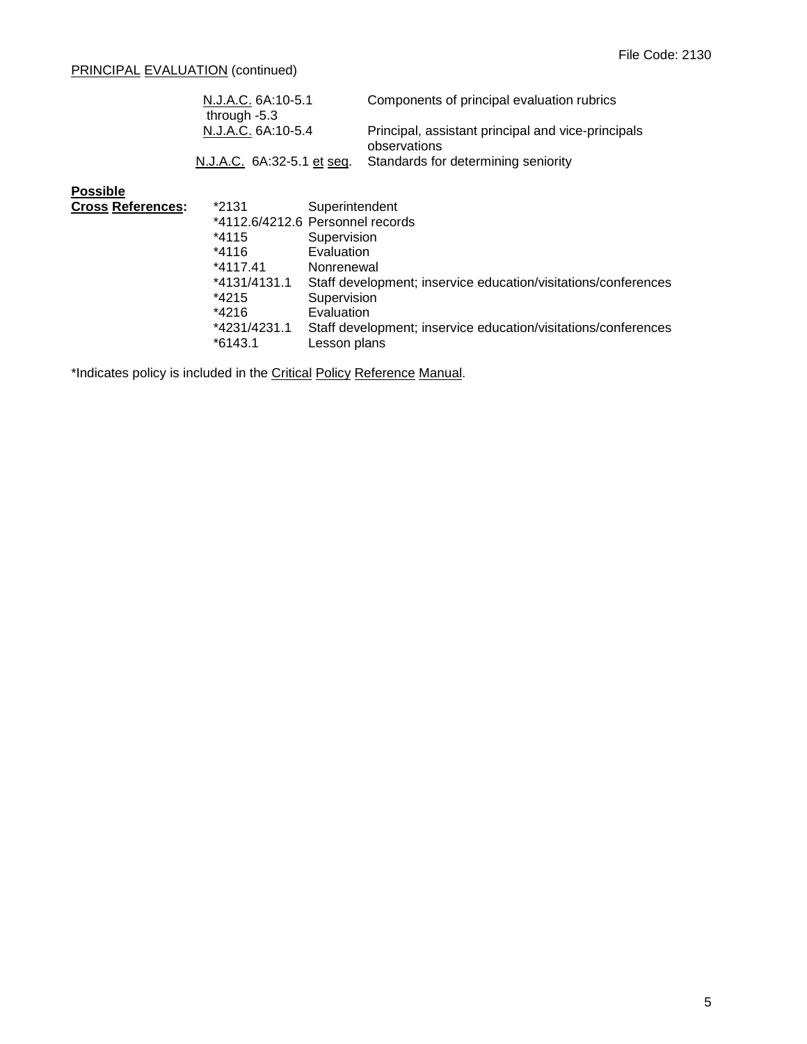PRINCIPAL EVALUATION (continued)

| | |
|---|---|
| N.J.A.C. 6A:10-5.1 through -5.3 | Components of principal evaluation rubrics |
| N.J.A.C. 6A:10-5.4 | Principal, assistant principal and vice-principals observations |
| N.J.A.C. 6A:32-5.1 et seq. | Standards for determining seniority |

**Possible Cross References:**

| | |
|---|---|
| *2131 | Superintendent |
| *4112.6/4212.6 | Personnel records |
| *4115 | Supervision |
| *4116 | Evaluation |
| *4117.41 | Nonrenewal |
| *4131/4131.1 | Staff development; inservice education/visitations/conferences |
| *4215 | Supervision |
| *4216 | Evaluation |
| *4231/4231.1 | Staff development; inservice education/visitations/conferences |
| *6143.1 | Lesson plans |

*Indicates policy is included in the Critical Policy Reference Manual.